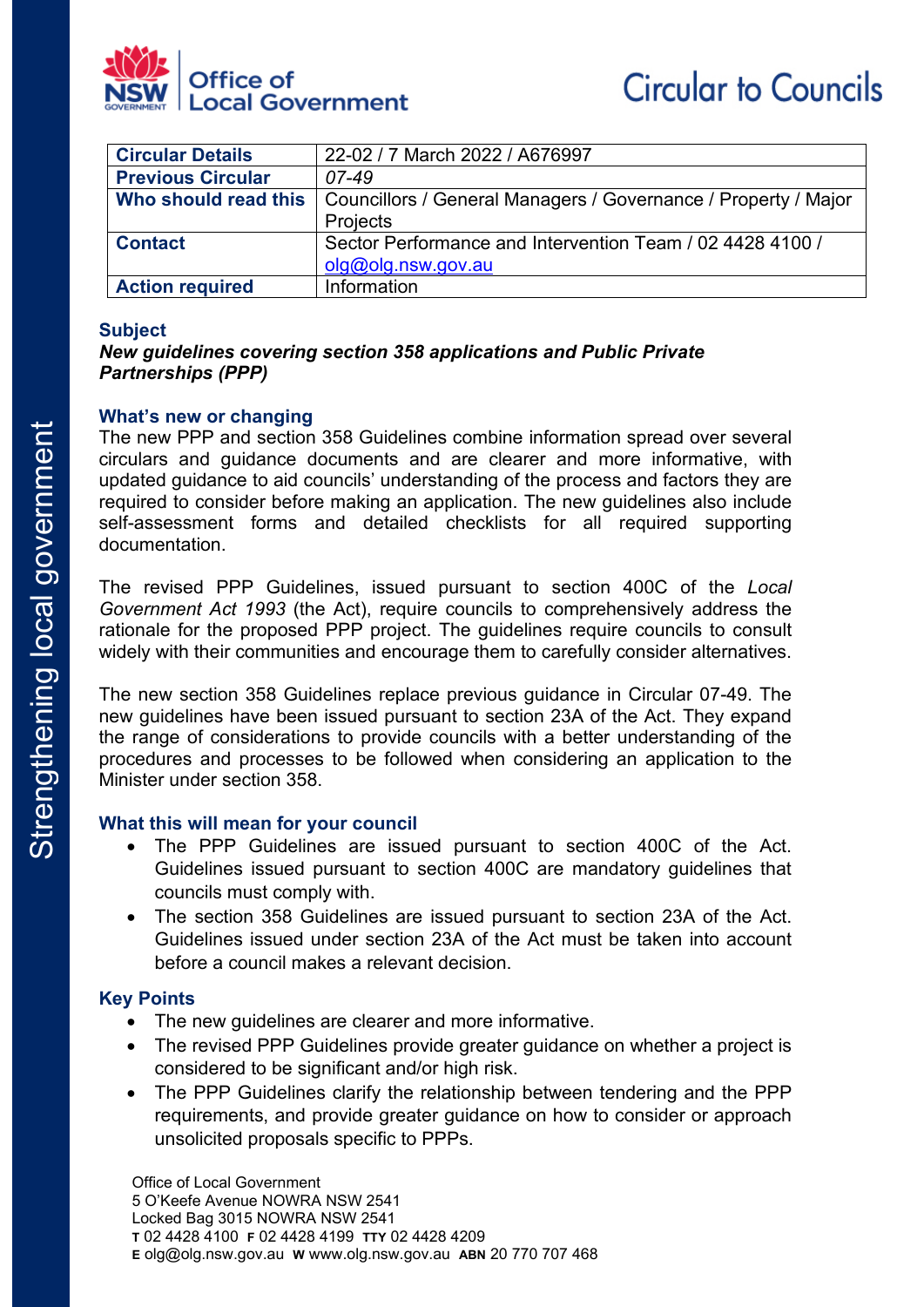Office of Local Government

# Circular to Councils

| Circular Details | 22-02 / 7 March 2022 / A676997 |
|---|---|
| Previous Circular | *07-49* |
| Who should read this | Councillors / General Managers / Governance / Property / Major Projects |
| Contact | Sector Performance and Intervention Team / 02 4428 4100 / olg@olg.nsw.gov.au |
| Action required | Information |

## Subject

***New guidelines covering section 358 applications and Public Private Partnerships (PPP)***

## What's new or changing

The new PPP and section 358 Guidelines combine information spread over several circulars and guidance documents and are clearer and more informative, with updated guidance to aid councils' understanding of the process and factors they are required to consider before making an application. The new guidelines also include self-assessment forms and detailed checklists for all required supporting documentation.

The revised PPP Guidelines, issued pursuant to section 400C of the *Local Government Act 1993* (the Act), require councils to comprehensively address the rationale for the proposed PPP project. The guidelines require councils to consult widely with their communities and encourage them to carefully consider alternatives.

The new section 358 Guidelines replace previous guidance in Circular 07-49. The new guidelines have been issued pursuant to section 23A of the Act. They expand the range of considerations to provide councils with a better understanding of the procedures and processes to be followed when considering an application to the Minister under section 358.

## What this will mean for your council

- The PPP Guidelines are issued pursuant to section 400C of the Act. Guidelines issued pursuant to section 400C are mandatory guidelines that councils must comply with.
- The section 358 Guidelines are issued pursuant to section 23A of the Act. Guidelines issued under section 23A of the Act must be taken into account before a council makes a relevant decision.

## Key Points

- The new guidelines are clearer and more informative.
- The revised PPP Guidelines provide greater guidance on whether a project is considered to be significant and/or high risk.
- The PPP Guidelines clarify the relationship between tendering and the PPP requirements, and provide greater guidance on how to consider or approach unsolicited proposals specific to PPPs.

Office of Local Government
5 O'Keefe Avenue NOWRA NSW 2541
Locked Bag 3015 NOWRA NSW 2541
**T** 02 4428 4100 **F** 02 4428 4199 **TTY** 02 4428 4209
**E** olg@olg.nsw.gov.au **W** www.olg.nsw.gov.au **ABN** 20 770 707 468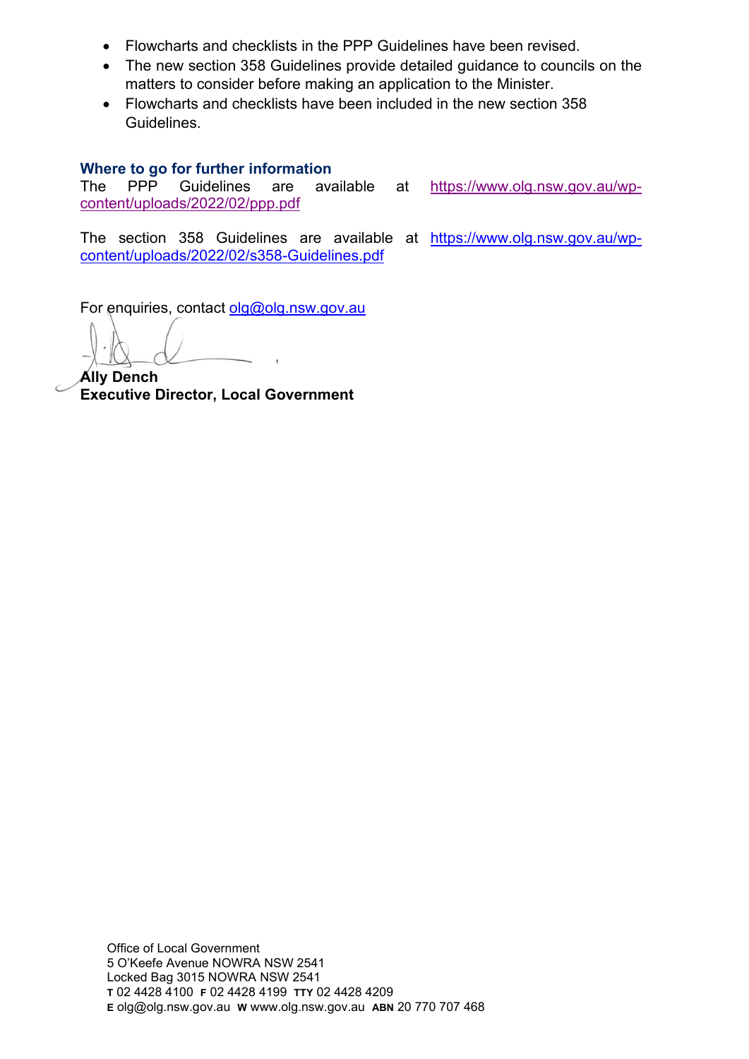- Flowcharts and checklists in the PPP Guidelines have been revised.
- The new section 358 Guidelines provide detailed guidance to councils on the matters to consider before making an application to the Minister.
- Flowcharts and checklists have been included in the new section 358 Guidelines.

## Where to go for further information

The PPP Guidelines are available at https://www.olg.nsw.gov.au/wp-content/uploads/2022/02/ppp.pdf

The section 358 Guidelines are available at https://www.olg.nsw.gov.au/wp-content/uploads/2022/02/s358-Guidelines.pdf

For enquiries, contact olg@olg.nsw.gov.au

**Ally Dench**
**Executive Director, Local Government**

Office of Local Government
5 O'Keefe Avenue NOWRA NSW 2541
Locked Bag 3015 NOWRA NSW 2541
**T** 02 4428 4100 **F** 02 4428 4199 **TTY** 02 4428 4209
**E** olg@olg.nsw.gov.au **W** www.olg.nsw.gov.au **ABN** 20 770 707 468